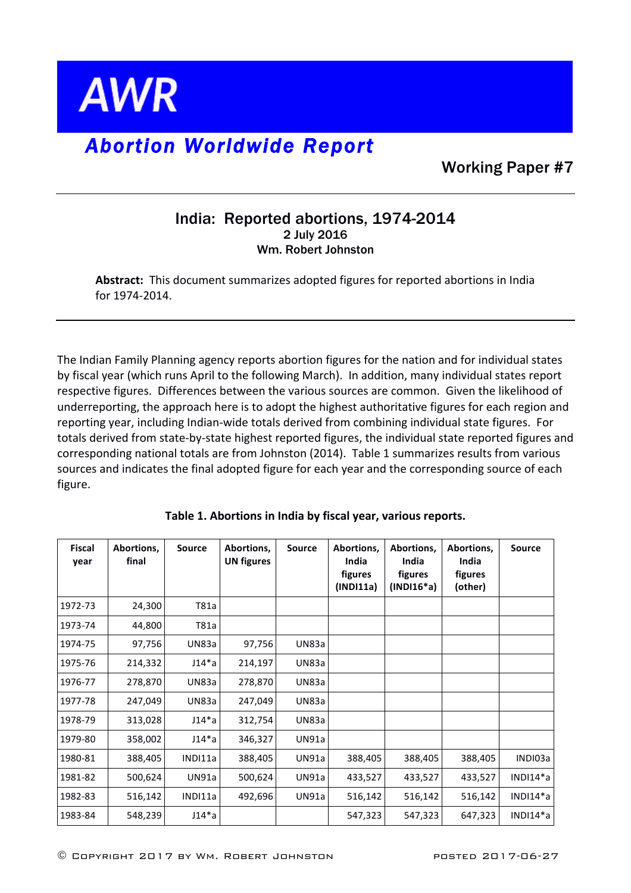# AWR

## Abortion Worldwide Report

Working Paper #7

## India: Reported abortions, 1974-2014

2 July 2016

Wm. Robert Johnston

**Abstract:** This document summarizes adopted figures for reported abortions in India for 1974-2014.

---

The Indian Family Planning agency reports abortion figures for the nation and for individual states by fiscal year (which runs April to the following March). In addition, many individual states report respective figures. Differences between the various sources are common. Given the likelihood of underreporting, the approach here is to adopt the highest authoritative figures for each region and reporting year, including Indian-wide totals derived from combining individual state figures. For totals derived from state-by-state highest reported figures, the individual state reported figures and corresponding national totals are from Johnston (2014). Table 1 summarizes results from various sources and indicates the final adopted figure for each year and the corresponding source of each figure.

**Table 1. Abortions in India by fiscal year, various reports.**

| Fiscal year | Abortions, final | Source | Abortions, UN figures | Source | Abortions, India figures (INDI11a) | Abortions, India figures (INDI16*a) | Abortions, India figures (other) | Source |
|---|---|---|---|---|---|---|---|---|
| 1972-73 | 24,300 | T81a | | | | | | |
| 1973-74 | 44,800 | T81a | | | | | | |
| 1974-75 | 97,756 | UN83a | 97,756 | UN83a | | | | |
| 1975-76 | 214,332 | J14*a | 214,197 | UN83a | | | | |
| 1976-77 | 278,870 | UN83a | 278,870 | UN83a | | | | |
| 1977-78 | 247,049 | UN83a | 247,049 | UN83a | | | | |
| 1978-79 | 313,028 | J14*a | 312,754 | UN83a | | | | |
| 1979-80 | 358,002 | J14*a | 346,327 | UN91a | | | | |
| 1980-81 | 388,405 | INDI11a | 388,405 | UN91a | 388,405 | 388,405 | 388,405 | INDI03a |
| 1981-82 | 500,624 | UN91a | 500,624 | UN91a | 433,527 | 433,527 | 433,527 | INDI14*a |
| 1982-83 | 516,142 | INDI11a | 492,696 | UN91a | 516,142 | 516,142 | 516,142 | INDI14*a |
| 1983-84 | 548,239 | J14*a | | | 547,323 | 547,323 | 647,323 | INDI14*a |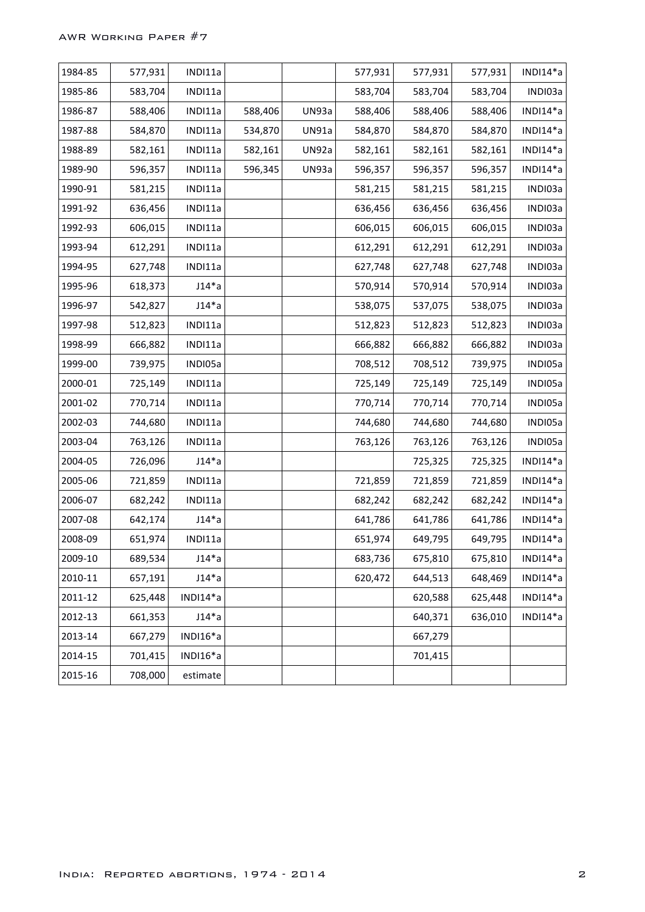| 1984-85 | 577,931 | INDI11a | | | 577,931 | 577,931 | 577,931 | INDI14*a |
|---|---|---|---|---|---|---|---|---|
| 1985-86 | 583,704 | INDI11a | | | 583,704 | 583,704 | 583,704 | INDI03a |
| 1986-87 | 588,406 | INDI11a | 588,406 | UN93a | 588,406 | 588,406 | 588,406 | INDI14*a |
| 1987-88 | 584,870 | INDI11a | 534,870 | UN91a | 584,870 | 584,870 | 584,870 | INDI14*a |
| 1988-89 | 582,161 | INDI11a | 582,161 | UN92a | 582,161 | 582,161 | 582,161 | INDI14*a |
| 1989-90 | 596,357 | INDI11a | 596,345 | UN93a | 596,357 | 596,357 | 596,357 | INDI14*a |
| 1990-91 | 581,215 | INDI11a | | | 581,215 | 581,215 | 581,215 | INDI03a |
| 1991-92 | 636,456 | INDI11a | | | 636,456 | 636,456 | 636,456 | INDI03a |
| 1992-93 | 606,015 | INDI11a | | | 606,015 | 606,015 | 606,015 | INDI03a |
| 1993-94 | 612,291 | INDI11a | | | 612,291 | 612,291 | 612,291 | INDI03a |
| 1994-95 | 627,748 | INDI11a | | | 627,748 | 627,748 | 627,748 | INDI03a |
| 1995-96 | 618,373 | J14*a | | | 570,914 | 570,914 | 570,914 | INDI03a |
| 1996-97 | 542,827 | J14*a | | | 538,075 | 537,075 | 538,075 | INDI03a |
| 1997-98 | 512,823 | INDI11a | | | 512,823 | 512,823 | 512,823 | INDI03a |
| 1998-99 | 666,882 | INDI11a | | | 666,882 | 666,882 | 666,882 | INDI03a |
| 1999-00 | 739,975 | INDI05a | | | 708,512 | 708,512 | 739,975 | INDI05a |
| 2000-01 | 725,149 | INDI11a | | | 725,149 | 725,149 | 725,149 | INDI05a |
| 2001-02 | 770,714 | INDI11a | | | 770,714 | 770,714 | 770,714 | INDI05a |
| 2002-03 | 744,680 | INDI11a | | | 744,680 | 744,680 | 744,680 | INDI05a |
| 2003-04 | 763,126 | INDI11a | | | 763,126 | 763,126 | 763,126 | INDI05a |
| 2004-05 | 726,096 | J14*a | | | | 725,325 | 725,325 | INDI14*a |
| 2005-06 | 721,859 | INDI11a | | | 721,859 | 721,859 | 721,859 | INDI14*a |
| 2006-07 | 682,242 | INDI11a | | | 682,242 | 682,242 | 682,242 | INDI14*a |
| 2007-08 | 642,174 | J14*a | | | 641,786 | 641,786 | 641,786 | INDI14*a |
| 2008-09 | 651,974 | INDI11a | | | 651,974 | 649,795 | 649,795 | INDI14*a |
| 2009-10 | 689,534 | J14*a | | | 683,736 | 675,810 | 675,810 | INDI14*a |
| 2010-11 | 657,191 | J14*a | | | 620,472 | 644,513 | 648,469 | INDI14*a |
| 2011-12 | 625,448 | INDI14*a | | | | 620,588 | 625,448 | INDI14*a |
| 2012-13 | 661,353 | J14*a | | | | 640,371 | 636,010 | INDI14*a |
| 2013-14 | 667,279 | INDI16*a | | | | 667,279 | | |
| 2014-15 | 701,415 | INDI16*a | | | | 701,415 | | |
| 2015-16 | 708,000 | estimate | | | | | | |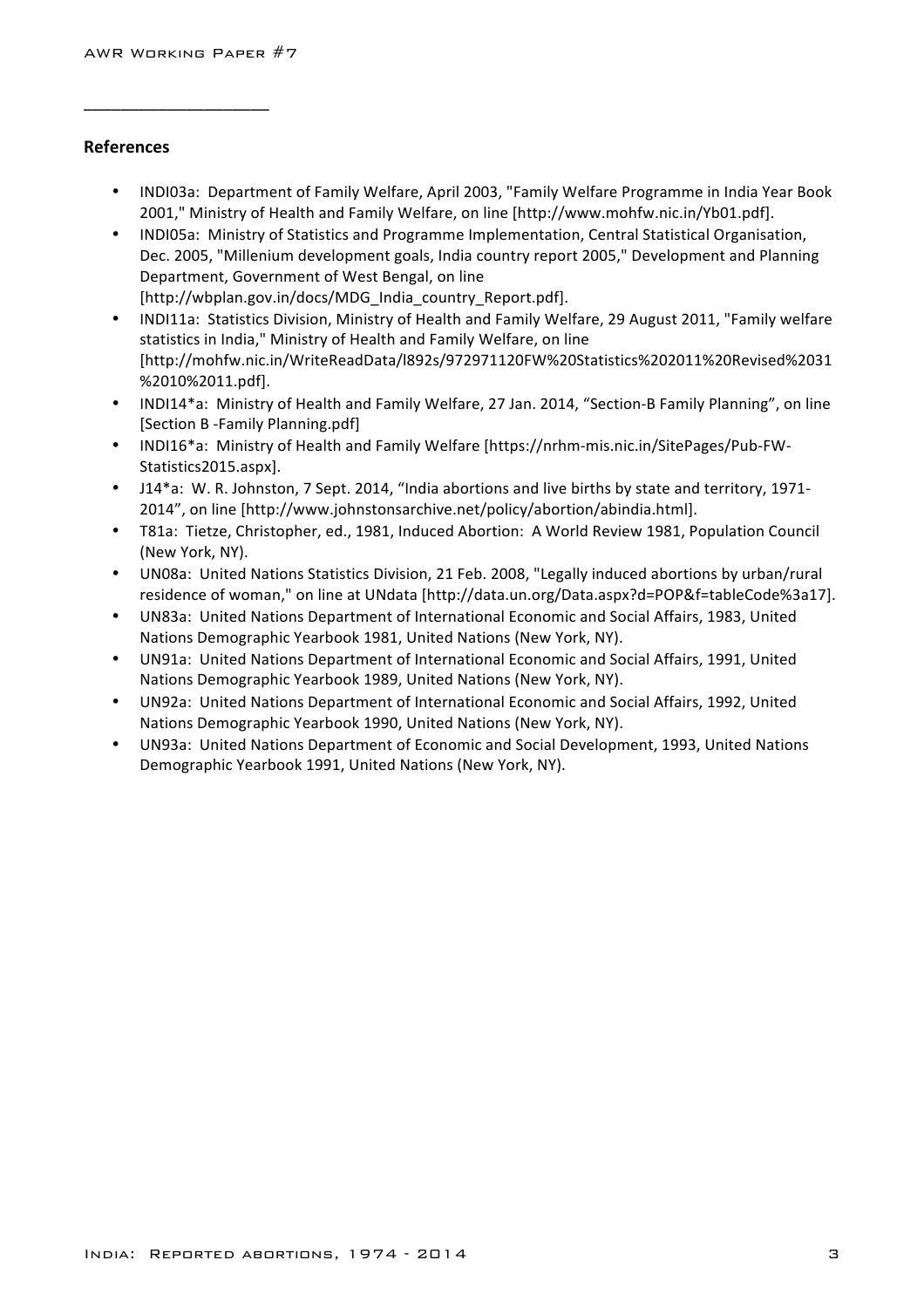## References

- INDI03a: Department of Family Welfare, April 2003, "Family Welfare Programme in India Year Book 2001," Ministry of Health and Family Welfare, on line [http://www.mohfw.nic.in/Yb01.pdf].
- INDI05a: Ministry of Statistics and Programme Implementation, Central Statistical Organisation, Dec. 2005, "Millenium development goals, India country report 2005," Development and Planning Department, Government of West Bengal, on line [http://wbplan.gov.in/docs/MDG_India_country_Report.pdf].
- INDI11a: Statistics Division, Ministry of Health and Family Welfare, 29 August 2011, "Family welfare statistics in India," Ministry of Health and Family Welfare, on line [http://mohfw.nic.in/WriteReadData/l892s/972971120FW%20Statistics%202011%20Revised%2031%2010%2011.pdf].
- INDI14*a: Ministry of Health and Family Welfare, 27 Jan. 2014, "Section-B Family Planning", on line [Section B -Family Planning.pdf]
- INDI16*a: Ministry of Health and Family Welfare [https://nrhm-mis.nic.in/SitePages/Pub-FW-Statistics2015.aspx].
- J14*a: W. R. Johnston, 7 Sept. 2014, "India abortions and live births by state and territory, 1971-2014", on line [http://www.johnstonsarchive.net/policy/abortion/abindia.html].
- T81a: Tietze, Christopher, ed., 1981, Induced Abortion: A World Review 1981, Population Council (New York, NY).
- UN08a: United Nations Statistics Division, 21 Feb. 2008, "Legally induced abortions by urban/rural residence of woman," on line at UNdata [http://data.un.org/Data.aspx?d=POP&f=tableCode%3a17].
- UN83a: United Nations Department of International Economic and Social Affairs, 1983, United Nations Demographic Yearbook 1981, United Nations (New York, NY).
- UN91a: United Nations Department of International Economic and Social Affairs, 1991, United Nations Demographic Yearbook 1989, United Nations (New York, NY).
- UN92a: United Nations Department of International Economic and Social Affairs, 1992, United Nations Demographic Yearbook 1990, United Nations (New York, NY).
- UN93a: United Nations Department of Economic and Social Development, 1993, United Nations Demographic Yearbook 1991, United Nations (New York, NY).